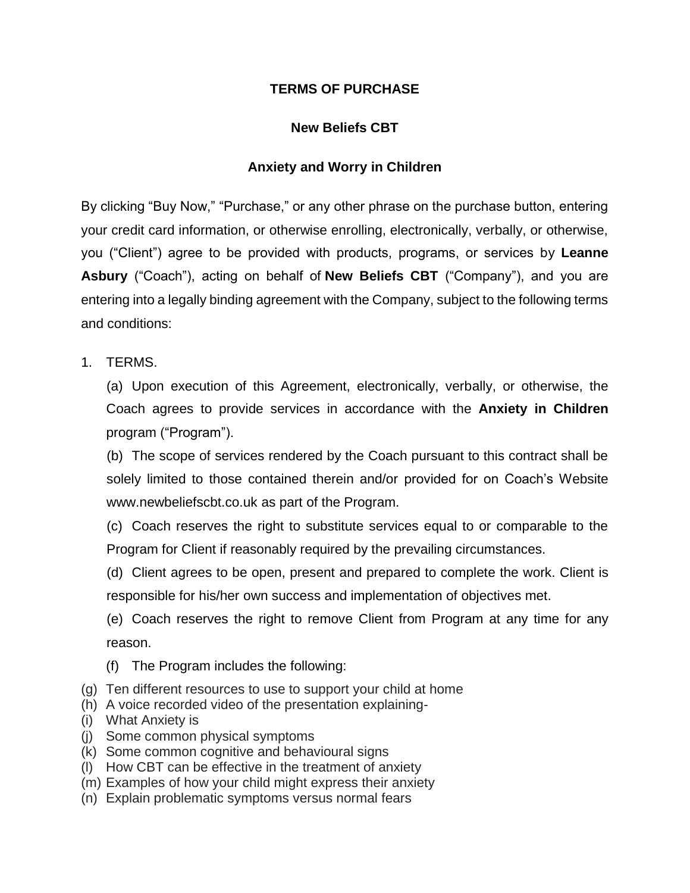**TERMS OF PURCHASE**

**New Beliefs CBT**

**Anxiety and Worry in Children**

By clicking "Buy Now," "Purchase," or any other phrase on the purchase button, entering your credit card information, or otherwise enrolling, electronically, verbally, or otherwise, you ("Client") agree to be provided with products, programs, or services by **Leanne Asbury** ("Coach"), acting on behalf of **New Beliefs CBT** ("Company"), and you are entering into a legally binding agreement with the Company, subject to the following terms and conditions:

1. TERMS.

   (a) Upon execution of this Agreement, electronically, verbally, or otherwise, the Coach agrees to provide services in accordance with the **Anxiety in Children** program ("Program").

   (b) The scope of services rendered by the Coach pursuant to this contract shall be solely limited to those contained therein and/or provided for on Coach's Website www.newbeliefscbt.co.uk as part of the Program.

   (c) Coach reserves the right to substitute services equal to or comparable to the Program for Client if reasonably required by the prevailing circumstances.

   (d) Client agrees to be open, present and prepared to complete the work. Client is responsible for his/her own success and implementation of objectives met.

   (e) Coach reserves the right to remove Client from Program at any time for any reason.

   (f) The Program includes the following:

(g) Ten different resources to use to support your child at home
(h) A voice recorded video of the presentation explaining-
(i) What Anxiety is
(j) Some common physical symptoms
(k) Some common cognitive and behavioural signs
(l) How CBT can be effective in the treatment of anxiety
(m) Examples of how your child might express their anxiety
(n) Explain problematic symptoms versus normal fears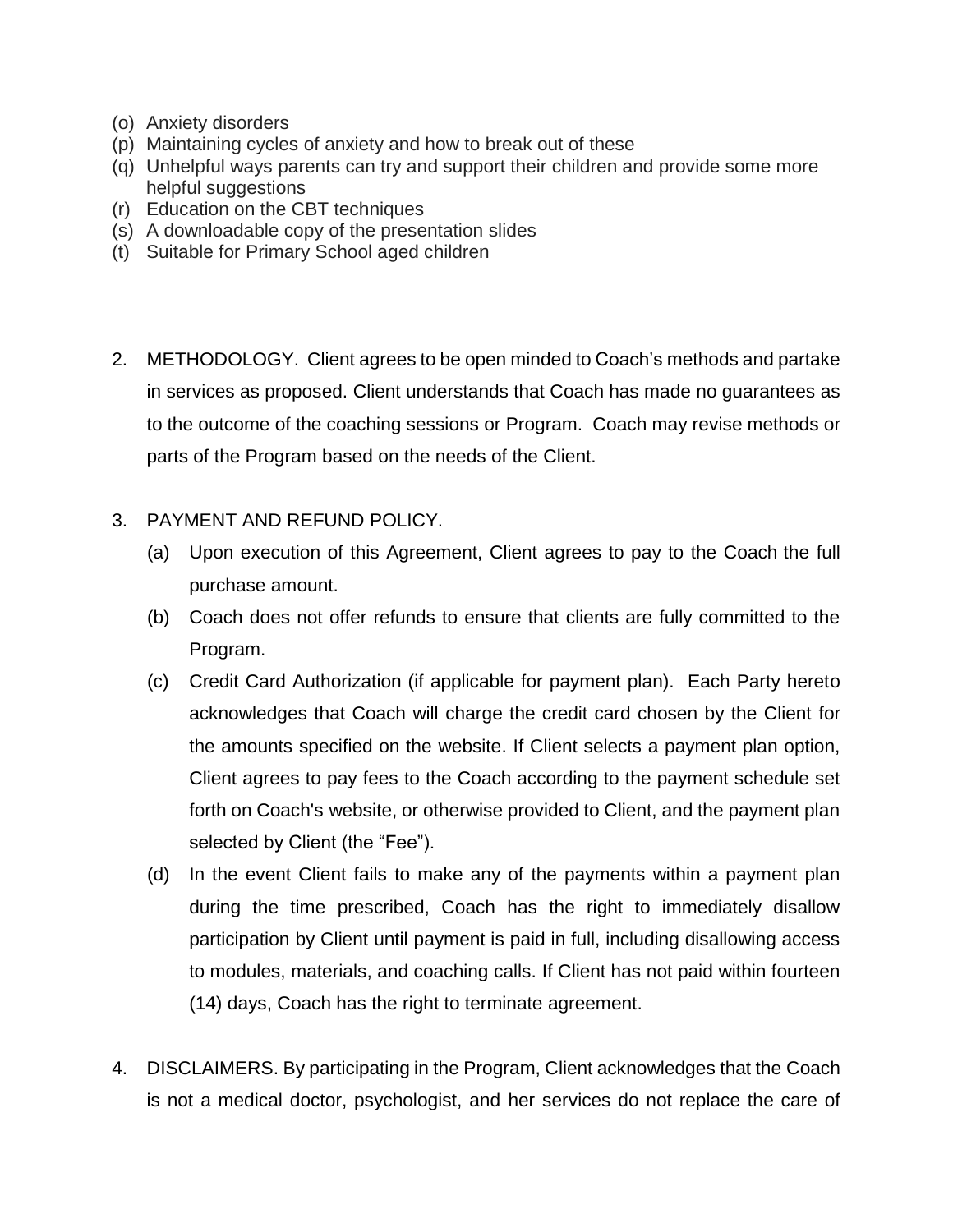(o) Anxiety disorders
(p) Maintaining cycles of anxiety and how to break out of these
(q) Unhelpful ways parents can try and support their children and provide some more helpful suggestions
(r) Education on the CBT techniques
(s) A downloadable copy of the presentation slides
(t) Suitable for Primary School aged children

2. METHODOLOGY. Client agrees to be open minded to Coach's methods and partake in services as proposed. Client understands that Coach has made no guarantees as to the outcome of the coaching sessions or Program. Coach may revise methods or parts of the Program based on the needs of the Client.

3. PAYMENT AND REFUND POLICY.
   (a) Upon execution of this Agreement, Client agrees to pay to the Coach the full purchase amount.
   (b) Coach does not offer refunds to ensure that clients are fully committed to the Program.
   (c) Credit Card Authorization (if applicable for payment plan). Each Party hereto acknowledges that Coach will charge the credit card chosen by the Client for the amounts specified on the website. If Client selects a payment plan option, Client agrees to pay fees to the Coach according to the payment schedule set forth on Coach's website, or otherwise provided to Client, and the payment plan selected by Client (the "Fee").
   (d) In the event Client fails to make any of the payments within a payment plan during the time prescribed, Coach has the right to immediately disallow participation by Client until payment is paid in full, including disallowing access to modules, materials, and coaching calls. If Client has not paid within fourteen (14) days, Coach has the right to terminate agreement.

4. DISCLAIMERS. By participating in the Program, Client acknowledges that the Coach is not a medical doctor, psychologist, and her services do not replace the care of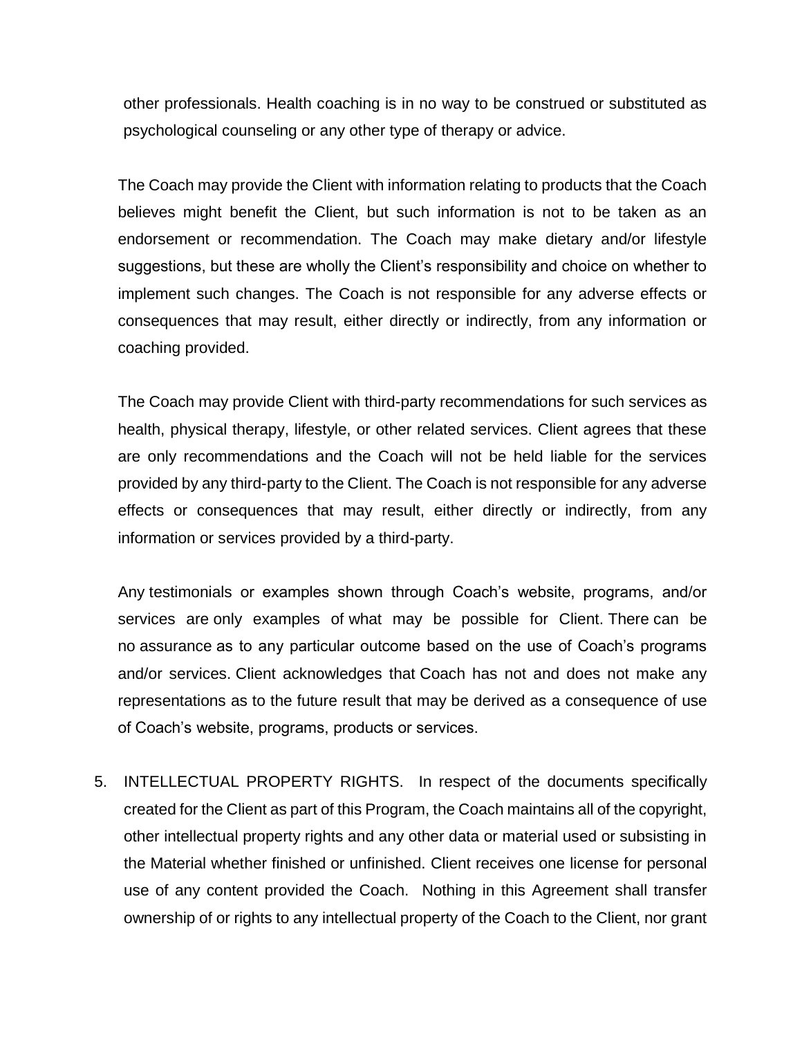other professionals. Health coaching is in no way to be construed or substituted as psychological counseling or any other type of therapy or advice.

The Coach may provide the Client with information relating to products that the Coach believes might benefit the Client, but such information is not to be taken as an endorsement or recommendation. The Coach may make dietary and/or lifestyle suggestions, but these are wholly the Client's responsibility and choice on whether to implement such changes. The Coach is not responsible for any adverse effects or consequences that may result, either directly or indirectly, from any information or coaching provided.

The Coach may provide Client with third-party recommendations for such services as health, physical therapy, lifestyle, or other related services. Client agrees that these are only recommendations and the Coach will not be held liable for the services provided by any third-party to the Client. The Coach is not responsible for any adverse effects or consequences that may result, either directly or indirectly, from any information or services provided by a third-party.

Any testimonials or examples shown through Coach's website, programs, and/or services are only examples of what may be possible for Client. There can be no assurance as to any particular outcome based on the use of Coach's programs and/or services. Client acknowledges that Coach has not and does not make any representations as to the future result that may be derived as a consequence of use of Coach's website, programs, products or services.

5. INTELLECTUAL PROPERTY RIGHTS. In respect of the documents specifically created for the Client as part of this Program, the Coach maintains all of the copyright, other intellectual property rights and any other data or material used or subsisting in the Material whether finished or unfinished. Client receives one license for personal use of any content provided the Coach. Nothing in this Agreement shall transfer ownership of or rights to any intellectual property of the Coach to the Client, nor grant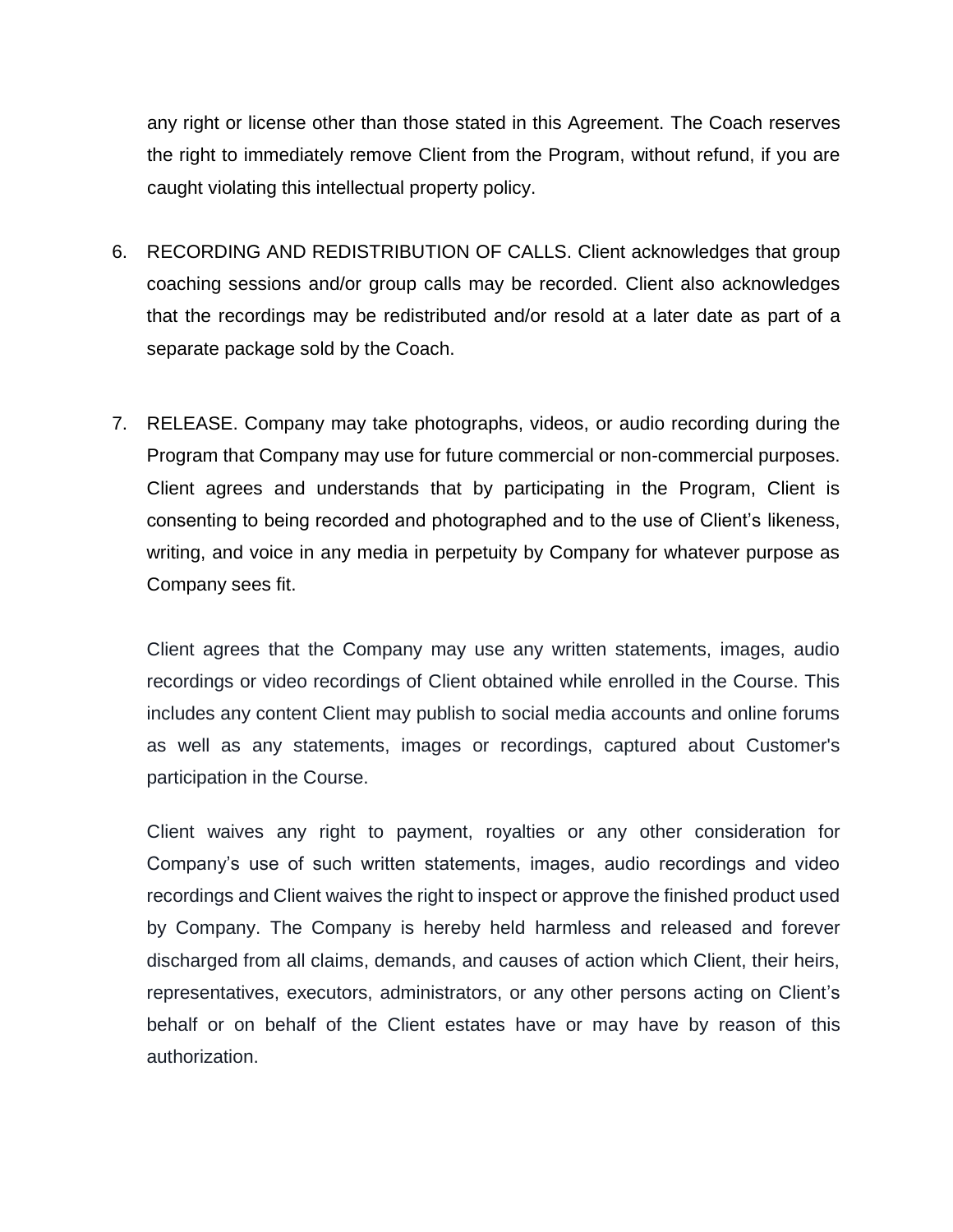any right or license other than those stated in this Agreement. The Coach reserves the right to immediately remove Client from the Program, without refund, if you are caught violating this intellectual property policy.

6. RECORDING AND REDISTRIBUTION OF CALLS. Client acknowledges that group coaching sessions and/or group calls may be recorded. Client also acknowledges that the recordings may be redistributed and/or resold at a later date as part of a separate package sold by the Coach.

7. RELEASE. Company may take photographs, videos, or audio recording during the Program that Company may use for future commercial or non-commercial purposes. Client agrees and understands that by participating in the Program, Client is consenting to being recorded and photographed and to the use of Client's likeness, writing, and voice in any media in perpetuity by Company for whatever purpose as Company sees fit.

   Client agrees that the Company may use any written statements, images, audio recordings or video recordings of Client obtained while enrolled in the Course. This includes any content Client may publish to social media accounts and online forums as well as any statements, images or recordings, captured about Customer's participation in the Course.

   Client waives any right to payment, royalties or any other consideration for Company's use of such written statements, images, audio recordings and video recordings and Client waives the right to inspect or approve the finished product used by Company. The Company is hereby held harmless and released and forever discharged from all claims, demands, and causes of action which Client, their heirs, representatives, executors, administrators, or any other persons acting on Client's behalf or on behalf of the Client estates have or may have by reason of this authorization.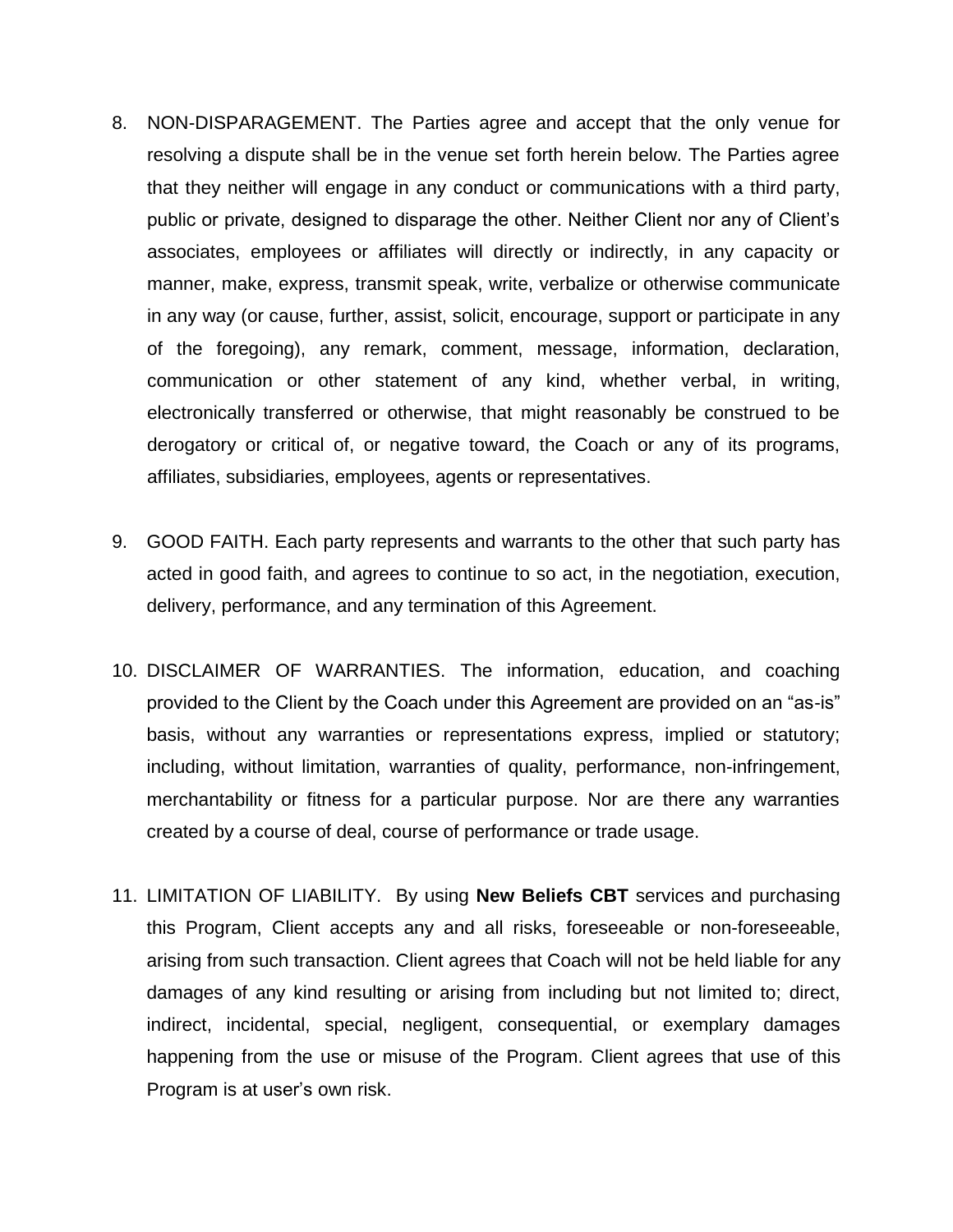8. NON-DISPARAGEMENT. The Parties agree and accept that the only venue for resolving a dispute shall be in the venue set forth herein below. The Parties agree that they neither will engage in any conduct or communications with a third party, public or private, designed to disparage the other. Neither Client nor any of Client's associates, employees or affiliates will directly or indirectly, in any capacity or manner, make, express, transmit speak, write, verbalize or otherwise communicate in any way (or cause, further, assist, solicit, encourage, support or participate in any of the foregoing), any remark, comment, message, information, declaration, communication or other statement of any kind, whether verbal, in writing, electronically transferred or otherwise, that might reasonably be construed to be derogatory or critical of, or negative toward, the Coach or any of its programs, affiliates, subsidiaries, employees, agents or representatives.

9. GOOD FAITH. Each party represents and warrants to the other that such party has acted in good faith, and agrees to continue to so act, in the negotiation, execution, delivery, performance, and any termination of this Agreement.

10. DISCLAIMER OF WARRANTIES. The information, education, and coaching provided to the Client by the Coach under this Agreement are provided on an "as-is" basis, without any warranties or representations express, implied or statutory; including, without limitation, warranties of quality, performance, non-infringement, merchantability or fitness for a particular purpose. Nor are there any warranties created by a course of deal, course of performance or trade usage.

11. LIMITATION OF LIABILITY. By using **New Beliefs CBT** services and purchasing this Program, Client accepts any and all risks, foreseeable or non-foreseeable, arising from such transaction. Client agrees that Coach will not be held liable for any damages of any kind resulting or arising from including but not limited to; direct, indirect, incidental, special, negligent, consequential, or exemplary damages happening from the use or misuse of the Program. Client agrees that use of this Program is at user's own risk.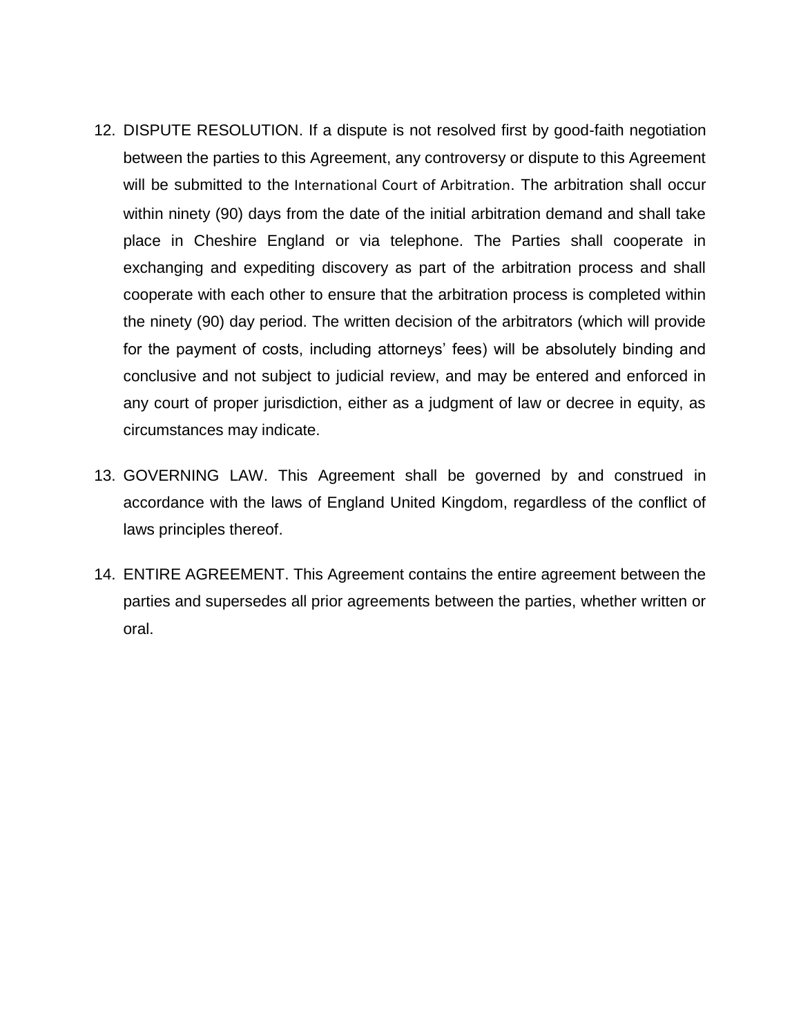12. DISPUTE RESOLUTION. If a dispute is not resolved first by good-faith negotiation between the parties to this Agreement, any controversy or dispute to this Agreement will be submitted to the International Court of Arbitration. The arbitration shall occur within ninety (90) days from the date of the initial arbitration demand and shall take place in Cheshire England or via telephone. The Parties shall cooperate in exchanging and expediting discovery as part of the arbitration process and shall cooperate with each other to ensure that the arbitration process is completed within the ninety (90) day period. The written decision of the arbitrators (which will provide for the payment of costs, including attorneys' fees) will be absolutely binding and conclusive and not subject to judicial review, and may be entered and enforced in any court of proper jurisdiction, either as a judgment of law or decree in equity, as circumstances may indicate.

13. GOVERNING LAW. This Agreement shall be governed by and construed in accordance with the laws of England United Kingdom, regardless of the conflict of laws principles thereof.

14. ENTIRE AGREEMENT. This Agreement contains the entire agreement between the parties and supersedes all prior agreements between the parties, whether written or oral.